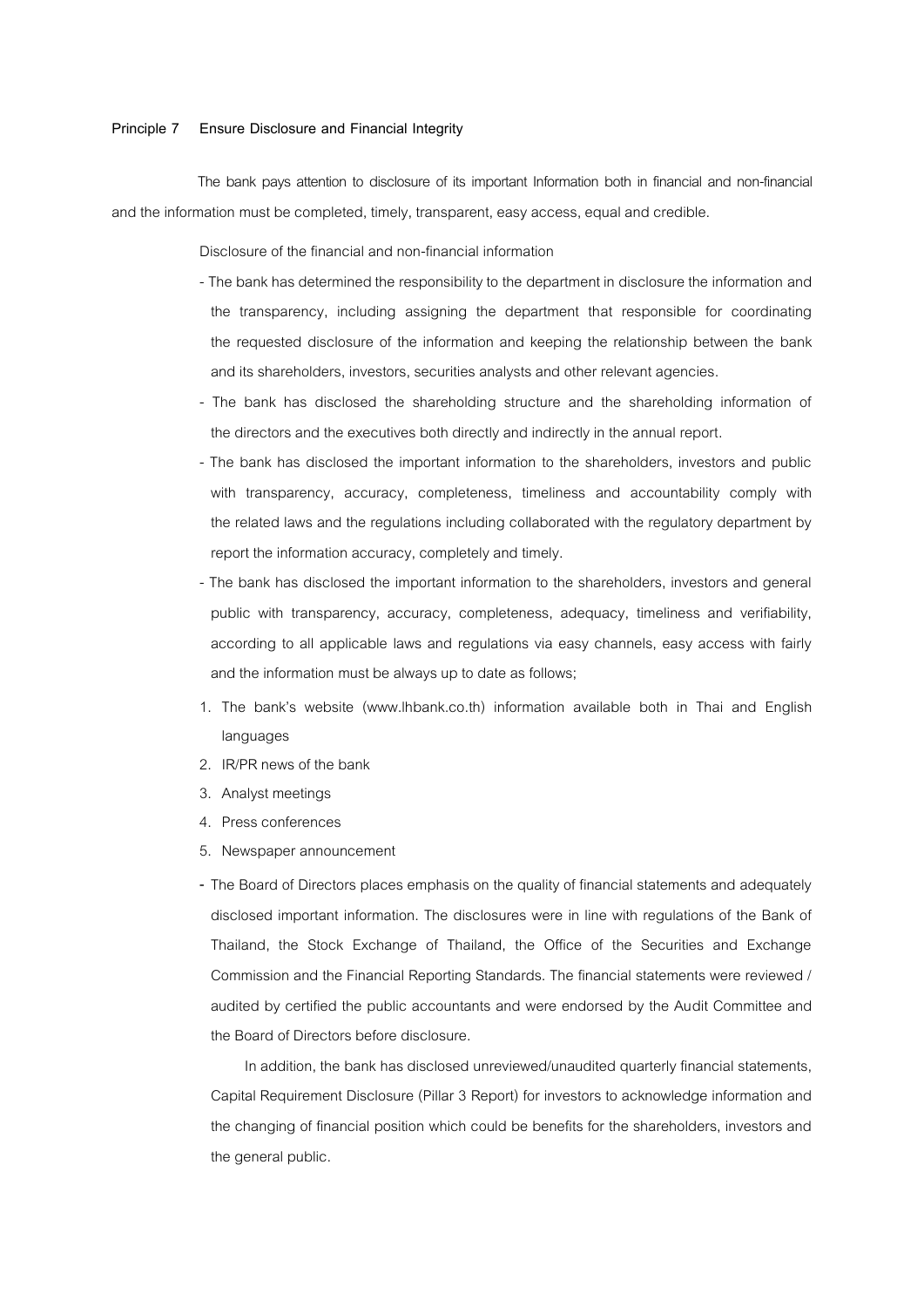**Principle 7 Ensure Disclosure and Financial Integrity**

The bank pays attention to disclosure of its important Information both in financial and non-financial and the information must be completed, timely, transparent, easy access, equal and credible.

Disclosure of the financial and non-financial information

- The bank has determined the responsibility to the department in disclosure the information and the transparency, including assigning the department that responsible for coordinating the requested disclosure of the information and keeping the relationship between the bank and its shareholders, investors, securities analysts and other relevant agencies.
- The bank has disclosed the shareholding structure and the shareholding information of the directors and the executives both directly and indirectly in the annual report.
- The bank has disclosed the important information to the shareholders, investors and public with transparency, accuracy, completeness, timeliness and accountability comply with the related laws and the regulations including collaborated with the regulatory department by report the information accuracy, completely and timely.
- The bank has disclosed the important information to the shareholders, investors and general public with transparency, accuracy, completeness, adequacy, timeliness and verifiability, according to all applicable laws and regulations via easy channels, easy access with fairly and the information must be always up to date as follows;

1. The bank's website (www.lhbank.co.th) information available both in Thai and English languages
2. IR/PR news of the bank
3. Analyst meetings
4. Press conferences
5. Newspaper announcement

- The Board of Directors places emphasis on the quality of financial statements and adequately disclosed important information. The disclosures were in line with regulations of the Bank of Thailand, the Stock Exchange of Thailand, the Office of the Securities and Exchange Commission and the Financial Reporting Standards. The financial statements were reviewed / audited by certified the public accountants and were endorsed by the Audit Committee and the Board of Directors before disclosure.

  In addition, the bank has disclosed unreviewed/unaudited quarterly financial statements, Capital Requirement Disclosure (Pillar 3 Report) for investors to acknowledge information and the changing of financial position which could be benefits for the shareholders, investors and the general public.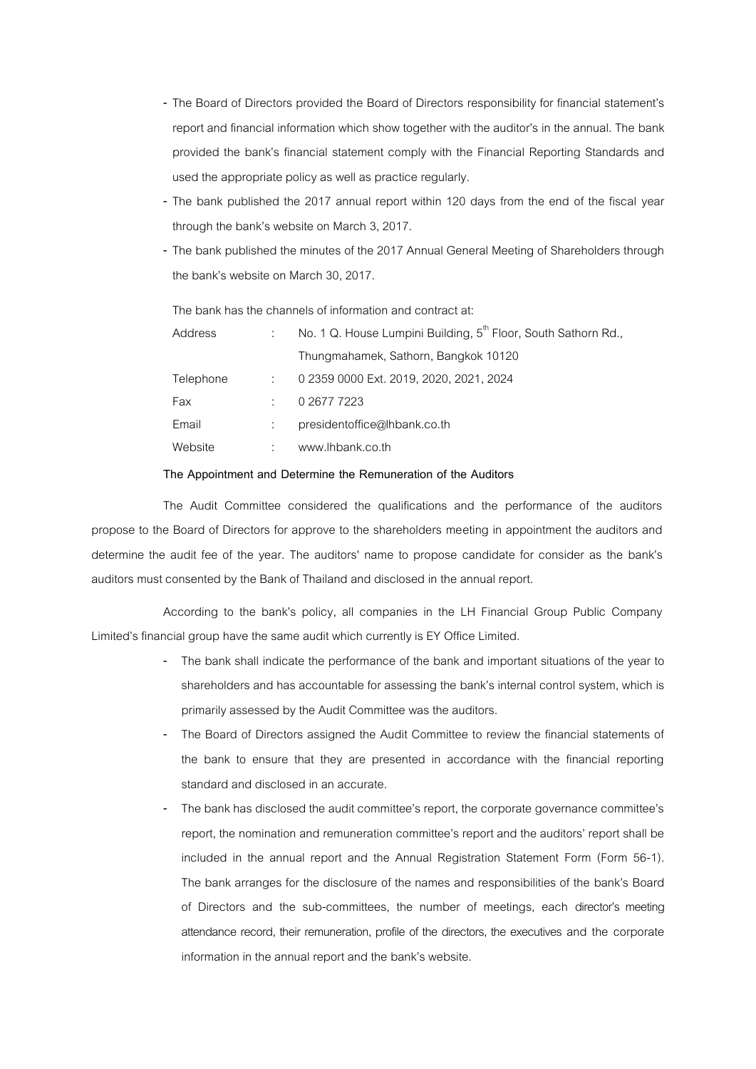- The Board of Directors provided the Board of Directors responsibility for financial statement's report and financial information which show together with the auditor's in the annual. The bank provided the bank's financial statement comply with the Financial Reporting Standards and used the appropriate policy as well as practice regularly.
- The bank published the 2017 annual report within 120 days from the end of the fiscal year through the bank's website on March 3, 2017.
- The bank published the minutes of the 2017 Annual General Meeting of Shareholders through the bank's website on March 30, 2017.

The bank has the channels of information and contract at:

| | | |
|---|---|---|
| Address | : | No. 1 Q. House Lumpini Building, 5th Floor, South Sathorn Rd., Thungmahamek, Sathorn, Bangkok 10120 |
| Telephone | : | 0 2359 0000 Ext. 2019, 2020, 2021, 2024 |
| Fax | : | 0 2677 7223 |
| Email | : | presidentoffice@lhbank.co.th |
| Website | : | www.lhbank.co.th |

**The Appointment and Determine the Remuneration of the Auditors**

The Audit Committee considered the qualifications and the performance of the auditors propose to the Board of Directors for approve to the shareholders meeting in appointment the auditors and determine the audit fee of the year. The auditors' name to propose candidate for consider as the bank's auditors must consented by the Bank of Thailand and disclosed in the annual report.

According to the bank's policy, all companies in the LH Financial Group Public Company Limited's financial group have the same audit which currently is EY Office Limited.

- The bank shall indicate the performance of the bank and important situations of the year to shareholders and has accountable for assessing the bank's internal control system, which is primarily assessed by the Audit Committee was the auditors.
- The Board of Directors assigned the Audit Committee to review the financial statements of the bank to ensure that they are presented in accordance with the financial reporting standard and disclosed in an accurate.
- The bank has disclosed the audit committee's report, the corporate governance committee's report, the nomination and remuneration committee's report and the auditors' report shall be included in the annual report and the Annual Registration Statement Form (Form 56-1). The bank arranges for the disclosure of the names and responsibilities of the bank's Board of Directors and the sub-committees, the number of meetings, each director's meeting attendance record, their remuneration, profile of the directors, the executives and the corporate information in the annual report and the bank's website.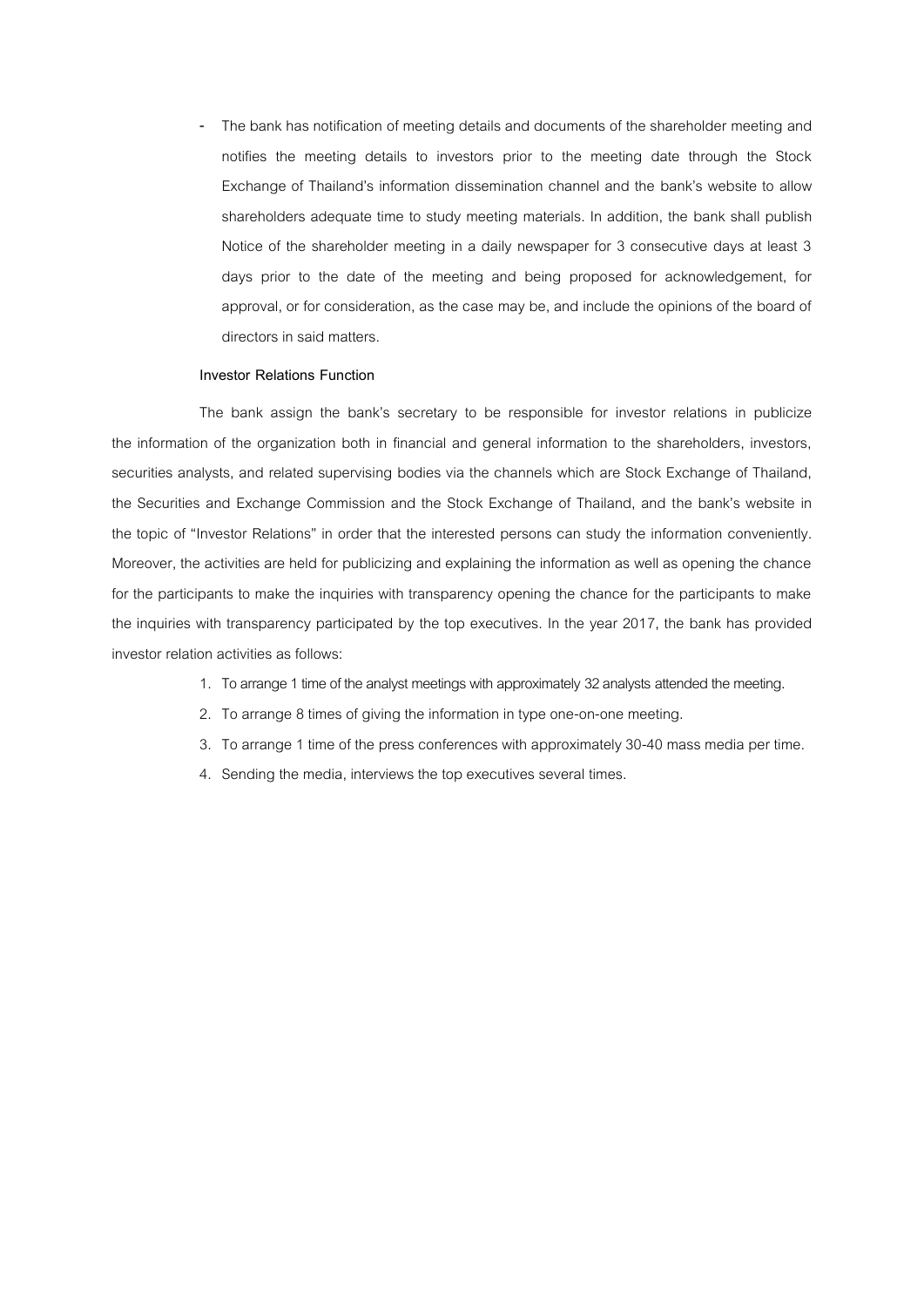- The bank has notification of meeting details and documents of the shareholder meeting and notifies the meeting details to investors prior to the meeting date through the Stock Exchange of Thailand's information dissemination channel and the bank's website to allow shareholders adequate time to study meeting materials. In addition, the bank shall publish Notice of the shareholder meeting in a daily newspaper for 3 consecutive days at least 3 days prior to the date of the meeting and being proposed for acknowledgement, for approval, or for consideration, as the case may be, and include the opinions of the board of directors in said matters.

**Investor Relations Function**

The bank assign the bank's secretary to be responsible for investor relations in publicize the information of the organization both in financial and general information to the shareholders, investors, securities analysts, and related supervising bodies via the channels which are Stock Exchange of Thailand, the Securities and Exchange Commission and the Stock Exchange of Thailand, and the bank's website in the topic of "Investor Relations" in order that the interested persons can study the information conveniently. Moreover, the activities are held for publicizing and explaining the information as well as opening the chance for the participants to make the inquiries with transparency opening the chance for the participants to make the inquiries with transparency participated by the top executives. In the year 2017, the bank has provided investor relation activities as follows:

1. To arrange 1 time of the analyst meetings with approximately 32 analysts attended the meeting.
2. To arrange 8 times of giving the information in type one-on-one meeting.
3. To arrange 1 time of the press conferences with approximately 30-40 mass media per time.
4. Sending the media, interviews the top executives several times.